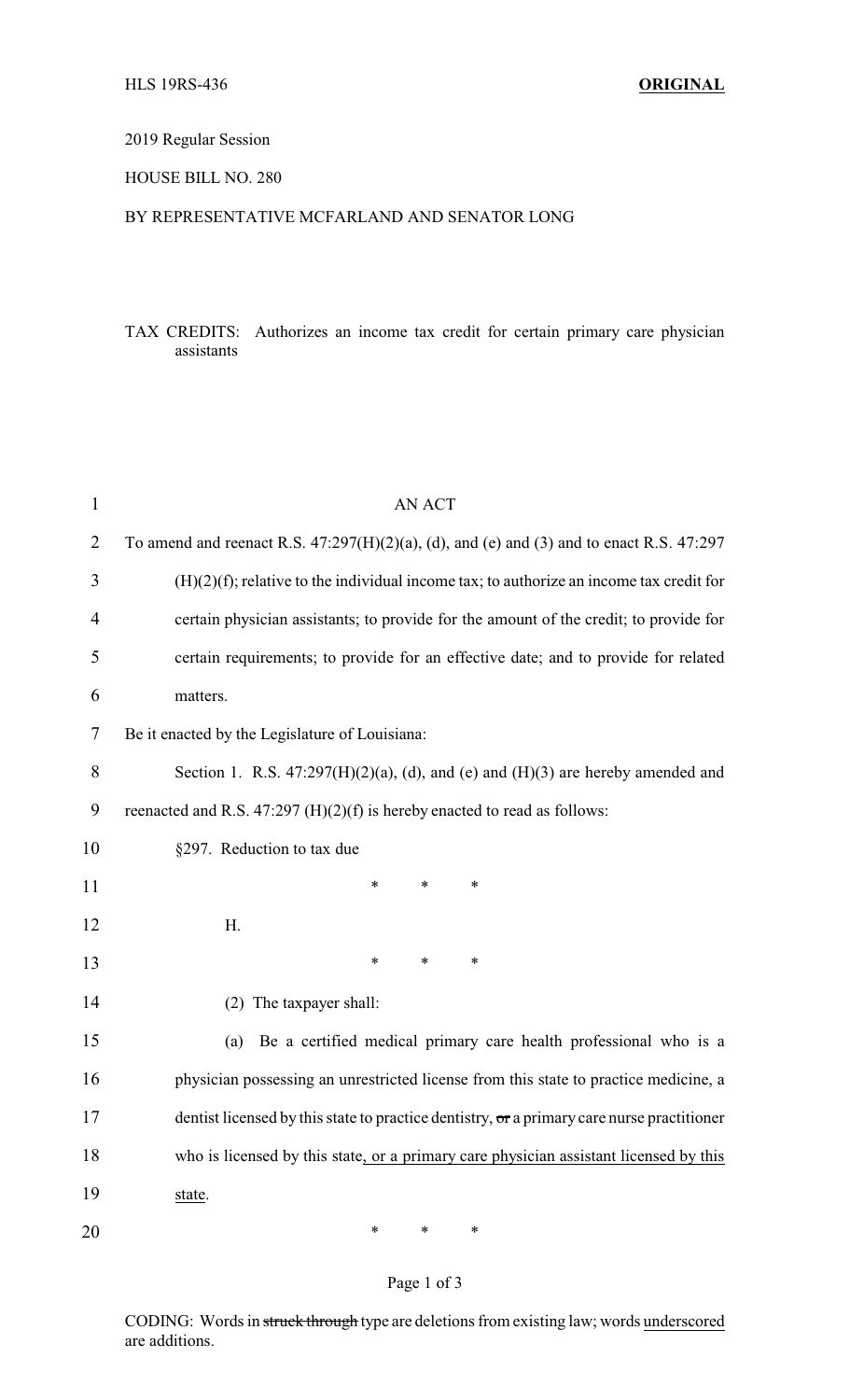HLS 19RS-436 **ORIGINAL**

2019 Regular Session

HOUSE BILL NO. 280

BY REPRESENTATIVE MCFARLAND AND SENATOR LONG

TAX CREDITS: Authorizes an income tax credit for certain primary care physician assistants

AN ACT

To amend and reenact R.S. 47:297(H)(2)(a), (d), and (e) and (3) and to enact R.S. 47:297 (H)(2)(f); relative to the individual income tax; to authorize an income tax credit for certain physician assistants; to provide for the amount of the credit; to provide for certain requirements; to provide for an effective date; and to provide for related matters.

Be it enacted by the Legislature of Louisiana:

Section 1. R.S. 47:297(H)(2)(a), (d), and (e) and (H)(3) are hereby amended and reenacted and R.S. 47:297 (H)(2)(f) is hereby enacted to read as follows:

§297. Reduction to tax due

\* \* \*

H.

\* \* \*

(2) The taxpayer shall:

(a) Be a certified medical primary care health professional who is a physician possessing an unrestricted license from this state to practice medicine, a dentist licensed by this state to practice dentistry, ~~or~~ a primary care nurse practitioner who is licensed by this state<u>, or a primary care physician assistant licensed by this state</u>.

\* \* \*

CODING: Words in ~~struck through~~ type are deletions from existing law; words <u>underscored</u> are additions.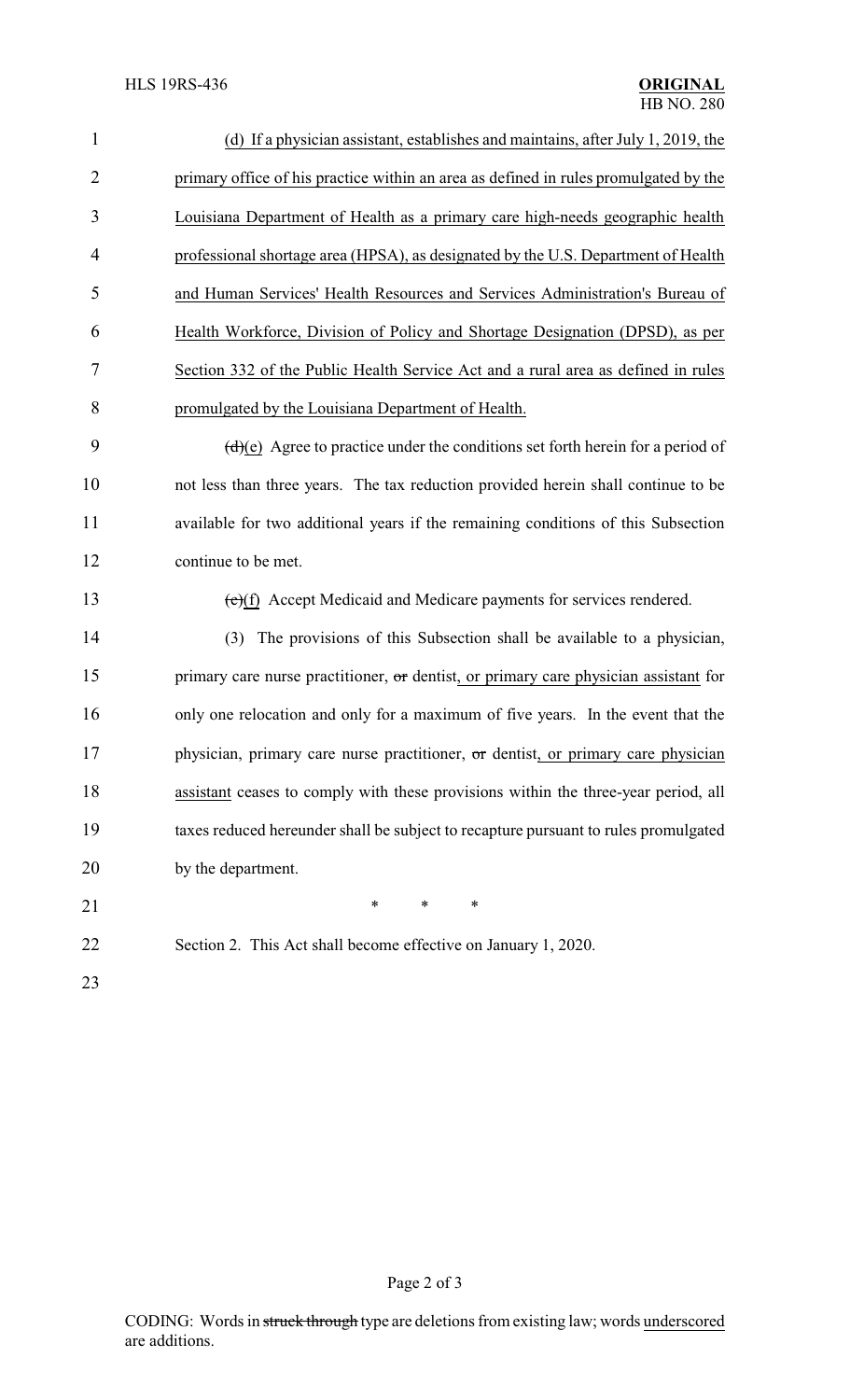(d) If a physician assistant, establishes and maintains, after July 1, 2019, the primary office of his practice within an area as defined in rules promulgated by the Louisiana Department of Health as a primary care high-needs geographic health professional shortage area (HPSA), as designated by the U.S. Department of Health and Human Services' Health Resources and Services Administration's Bureau of Health Workforce, Division of Policy and Shortage Designation (DPSD), as per Section 332 of the Public Health Service Act and a rural area as defined in rules promulgated by the Louisiana Department of Health.

~~(d)~~(e) Agree to practice under the conditions set forth herein for a period of not less than three years. The tax reduction provided herein shall continue to be available for two additional years if the remaining conditions of this Subsection continue to be met.

~~(e)~~(f) Accept Medicaid and Medicare payments for services rendered.

(3) The provisions of this Subsection shall be available to a physician, primary care nurse practitioner, ~~or~~ dentist, or primary care physician assistant for only one relocation and only for a maximum of five years. In the event that the physician, primary care nurse practitioner, ~~or~~ dentist, or primary care physician assistant ceases to comply with these provisions within the three-year period, all taxes reduced hereunder shall be subject to recapture pursuant to rules promulgated by the department.

\* \* \*

Section 2. This Act shall become effective on January 1, 2020.

CODING: Words in ~~struck through~~ type are deletions from existing law; words underscored are additions.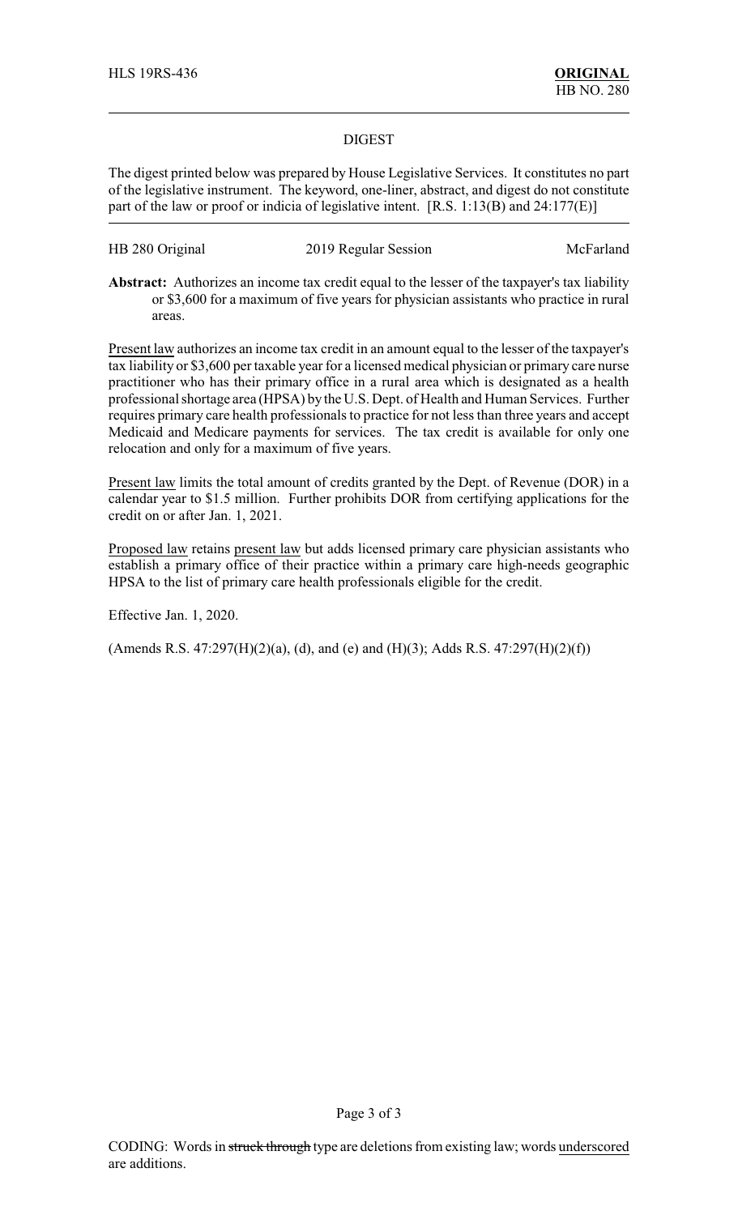HLS 19RS-436 **ORIGINAL**
HB NO. 280

## DIGEST

The digest printed below was prepared by House Legislative Services. It constitutes no part of the legislative instrument. The keyword, one-liner, abstract, and digest do not constitute part of the law or proof or indicia of legislative intent. [R.S. 1:13(B) and 24:177(E)]

HB 280 Original 2019 Regular Session McFarland

**Abstract:** Authorizes an income tax credit equal to the lesser of the taxpayer's tax liability or $3,600 for a maximum of five years for physician assistants who practice in rural areas.

Present law authorizes an income tax credit in an amount equal to the lesser of the taxpayer's tax liability or $3,600 per taxable year for a licensed medical physician or primary care nurse practitioner who has their primary office in a rural area which is designated as a health professional shortage area (HPSA) by the U.S. Dept. of Health and Human Services. Further requires primary care health professionals to practice for not less than three years and accept Medicaid and Medicare payments for services. The tax credit is available for only one relocation and only for a maximum of five years.

Present law limits the total amount of credits granted by the Dept. of Revenue (DOR) in a calendar year to $1.5 million. Further prohibits DOR from certifying applications for the credit on or after Jan. 1, 2021.

Proposed law retains present law but adds licensed primary care physician assistants who establish a primary office of their practice within a primary care high-needs geographic HPSA to the list of primary care health professionals eligible for the credit.

Effective Jan. 1, 2020.

(Amends R.S. 47:297(H)(2)(a), (d), and (e) and (H)(3); Adds R.S. 47:297(H)(2)(f))

CODING: Words in ~~struck through~~ type are deletions from existing law; words underscored are additions.